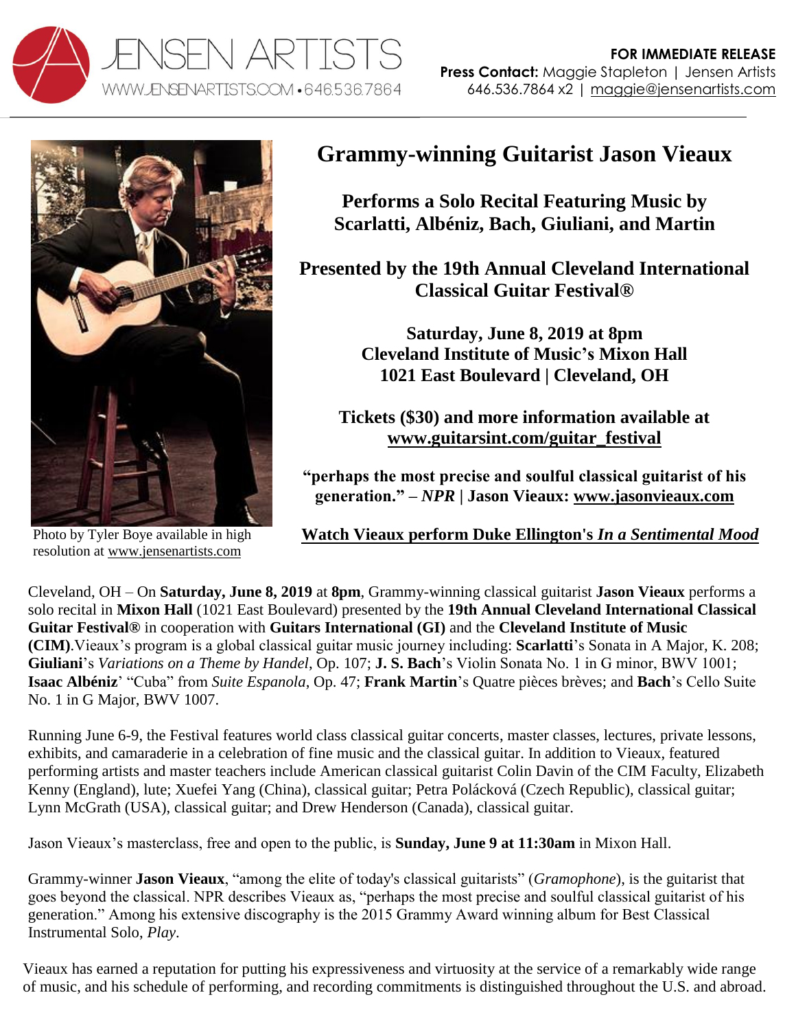JENSEN ARTISTS
WWW.JENSENARTISTS.COM • 646.536.7864

**FOR IMMEDIATE RELEASE**
**Press Contact:** Maggie Stapleton | Jensen Artists
646.536.7864 x2 | maggie@jensenartists.com

Photo by Tyler Boye available in high resolution at www.jensenartists.com

# Grammy-winning Guitarist Jason Vieaux

## Performs a Solo Recital Featuring Music by Scarlatti, Albéniz, Bach, Giuliani, and Martin

## Presented by the 19th Annual Cleveland International Classical Guitar Festival®

**Saturday, June 8, 2019 at 8pm**
**Cleveland Institute of Music's Mixon Hall**
**1021 East Boulevard | Cleveland, OH**

**Tickets ($30) and more information available at www.guitarsint.com/guitar_festival**

**"perhaps the most precise and soulful classical guitarist of his generation." – *NPR* | Jason Vieaux: www.jasonvieaux.com**

**Watch Vieaux perform Duke Ellington's *In a Sentimental Mood***

Cleveland, OH – On **Saturday, June 8, 2019** at **8pm**, Grammy-winning classical guitarist **Jason Vieaux** performs a solo recital in **Mixon Hall** (1021 East Boulevard) presented by the **19th Annual Cleveland International Classical Guitar Festival®** in cooperation with **Guitars International (GI)** and the **Cleveland Institute of Music (CIM)**.Vieaux's program is a global classical guitar music journey including: **Scarlatti**'s Sonata in A Major, K. 208; **Giuliani**'s *Variations on a Theme by Handel*, Op. 107; **J. S. Bach**'s Violin Sonata No. 1 in G minor, BWV 1001; **Isaac Albéniz**' "Cuba" from *Suite Espanola*, Op. 47; **Frank Martin**'s Quatre pièces brèves; and **Bach**'s Cello Suite No. 1 in G Major, BWV 1007.

Running June 6-9, the Festival features world class classical guitar concerts, master classes, lectures, private lessons, exhibits, and camaraderie in a celebration of fine music and the classical guitar. In addition to Vieaux, featured performing artists and master teachers include American classical guitarist Colin Davin of the CIM Faculty, Elizabeth Kenny (England), lute; Xuefei Yang (China), classical guitar; Petra Polácková (Czech Republic), classical guitar; Lynn McGrath (USA), classical guitar; and Drew Henderson (Canada), classical guitar.

Jason Vieaux's masterclass, free and open to the public, is **Sunday, June 9 at 11:30am** in Mixon Hall.

Grammy-winner **Jason Vieaux**, "among the elite of today's classical guitarists" (*Gramophone*), is the guitarist that goes beyond the classical. NPR describes Vieaux as, "perhaps the most precise and soulful classical guitarist of his generation." Among his extensive discography is the 2015 Grammy Award winning album for Best Classical Instrumental Solo, *Play*.

Vieaux has earned a reputation for putting his expressiveness and virtuosity at the service of a remarkably wide range of music, and his schedule of performing, and recording commitments is distinguished throughout the U.S. and abroad.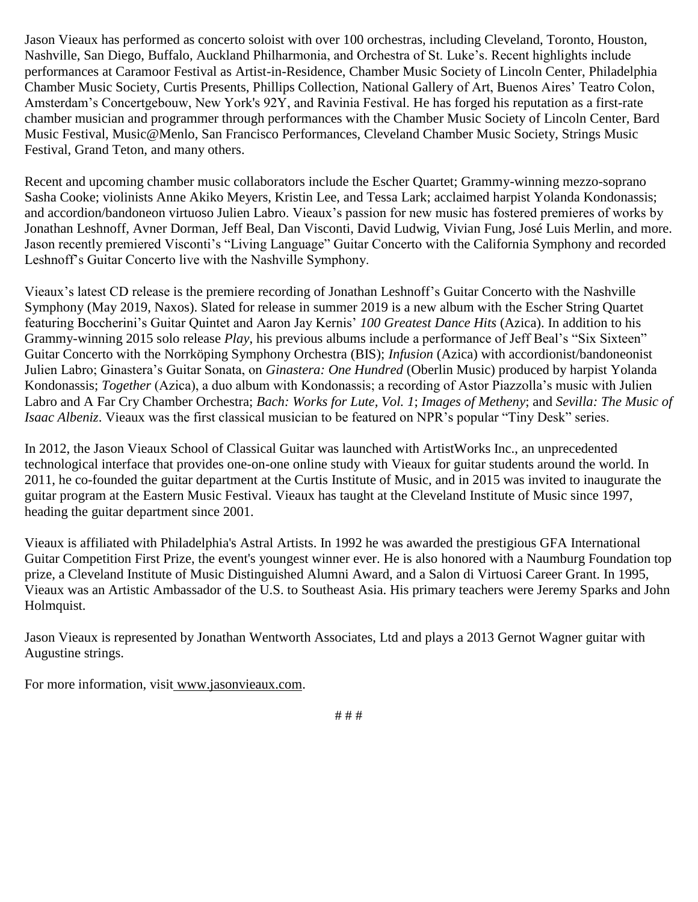Jason Vieaux has performed as concerto soloist with over 100 orchestras, including Cleveland, Toronto, Houston, Nashville, San Diego, Buffalo, Auckland Philharmonia, and Orchestra of St. Luke's. Recent highlights include performances at Caramoor Festival as Artist-in-Residence, Chamber Music Society of Lincoln Center, Philadelphia Chamber Music Society, Curtis Presents, Phillips Collection, National Gallery of Art, Buenos Aires' Teatro Colon, Amsterdam's Concertgebouw, New York's 92Y, and Ravinia Festival. He has forged his reputation as a first-rate chamber musician and programmer through performances with the Chamber Music Society of Lincoln Center, Bard Music Festival, Music@Menlo, San Francisco Performances, Cleveland Chamber Music Society, Strings Music Festival, Grand Teton, and many others.

Recent and upcoming chamber music collaborators include the Escher Quartet; Grammy-winning mezzo-soprano Sasha Cooke; violinists Anne Akiko Meyers, Kristin Lee, and Tessa Lark; acclaimed harpist Yolanda Kondonassis; and accordion/bandoneon virtuoso Julien Labro. Vieaux's passion for new music has fostered premieres of works by Jonathan Leshnoff, Avner Dorman, Jeff Beal, Dan Visconti, David Ludwig, Vivian Fung, José Luis Merlin, and more. Jason recently premiered Visconti's "Living Language" Guitar Concerto with the California Symphony and recorded Leshnoff's Guitar Concerto live with the Nashville Symphony.

Vieaux's latest CD release is the premiere recording of Jonathan Leshnoff's Guitar Concerto with the Nashville Symphony (May 2019, Naxos). Slated for release in summer 2019 is a new album with the Escher String Quartet featuring Boccherini's Guitar Quintet and Aaron Jay Kernis' *100 Greatest Dance Hits* (Azica). In addition to his Grammy-winning 2015 solo release *Play*, his previous albums include a performance of Jeff Beal's "Six Sixteen" Guitar Concerto with the Norrköping Symphony Orchestra (BIS); *Infusion* (Azica) with accordionist/bandoneonist Julien Labro; Ginastera's Guitar Sonata, on *Ginastera: One Hundred* (Oberlin Music) produced by harpist Yolanda Kondonassis; *Together* (Azica), a duo album with Kondonassis; a recording of Astor Piazzolla's music with Julien Labro and A Far Cry Chamber Orchestra; *Bach: Works for Lute, Vol. 1*; *Images of Metheny*; and *Sevilla: The Music of Isaac Albeniz*. Vieaux was the first classical musician to be featured on NPR's popular "Tiny Desk" series.

In 2012, the Jason Vieaux School of Classical Guitar was launched with ArtistWorks Inc., an unprecedented technological interface that provides one-on-one online study with Vieaux for guitar students around the world. In 2011, he co-founded the guitar department at the Curtis Institute of Music, and in 2015 was invited to inaugurate the guitar program at the Eastern Music Festival. Vieaux has taught at the Cleveland Institute of Music since 1997, heading the guitar department since 2001.

Vieaux is affiliated with Philadelphia's Astral Artists. In 1992 he was awarded the prestigious GFA International Guitar Competition First Prize, the event's youngest winner ever. He is also honored with a Naumburg Foundation top prize, a Cleveland Institute of Music Distinguished Alumni Award, and a Salon di Virtuosi Career Grant. In 1995, Vieaux was an Artistic Ambassador of the U.S. to Southeast Asia. His primary teachers were Jeremy Sparks and John Holmquist.

Jason Vieaux is represented by Jonathan Wentworth Associates, Ltd and plays a 2013 Gernot Wagner guitar with Augustine strings.

For more information, visit www.jasonvieaux.com.

# # #